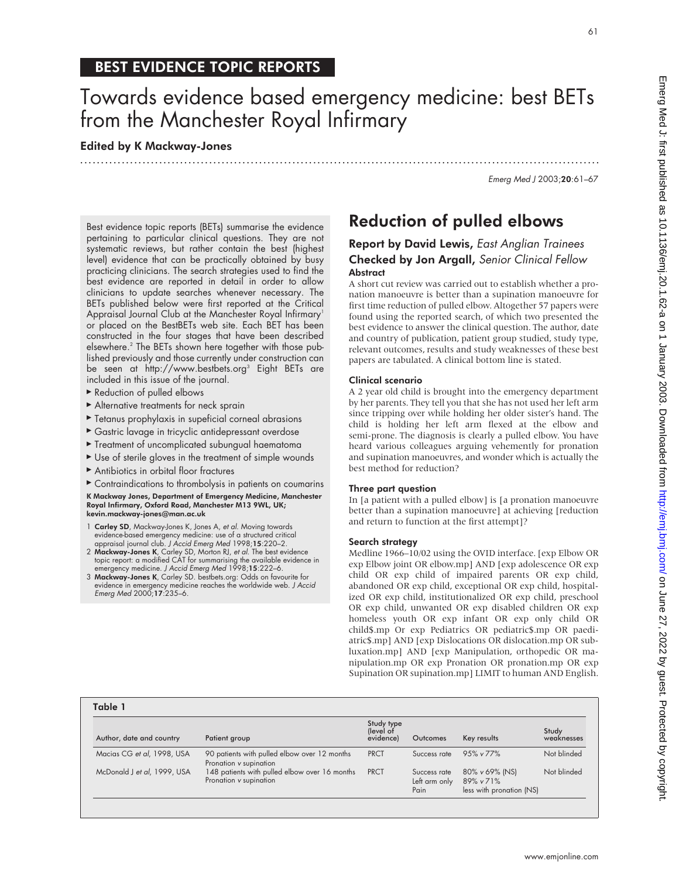## BEST EVIDENCE TOPIC REPORTS

# Towards evidence based emergency medicine: best BETs from the Manchester Royal Infirmary

**Edited by K Mackway-Jones**

Best evidence topic reports (BETs) summarise the evidence pertaining to particular clinical questions. They are not systematic reviews, but rather contain the best (highest level) evidence that can be practically obtained by busy practicing clinicians. The search strategies used to find the best evidence are reported in detail in order to allow clinicians to update searches whenever necessary. The BETs published below were first reported at the Critical Appraisal Journal Club at the Manchester Royal Infirmary[1] or placed on the BestBETs web site. Each BET has been constructed in the four stages that have been described elsewhere.[2] The BETs shown here together with those published previously and those currently under construction can be seen at http://www.bestbets.org[3] Eight BETs are included in this issue of the journal.

- Reduction of pulled elbows
- Alternative treatments for neck sprain
- Tetanus prophylaxis in supeficial corneal abrasions
- Gastric lavage in tricyclic antidepressant overdose
- Treatment of uncomplicated subungual haematoma
- Use of sterile gloves in the treatment of simple wounds
- Antibiotics in orbital floor fractures
- Contraindications to thrombolysis in patients on coumarins

**K Mackway Jones, Department of Emergency Medicine, Manchester Royal Infirmary, Oxford Road, Manchester M13 9WL, UK; kevin.mackway-jones@man.ac.uk**

1 **Carley SD**, Mackway-Jones K, Jones A, *et al.* Moving towards evidence-based emergency medicine: use of a structured critical appraisal journal club. *J Accid Emerg Med* 1998;**15**:220–2.
2 **Mackway-Jones K**, Carley SD, Morton RJ, *et al.* The best evidence topic report: a modified CAT for summarising the available evidence in emergency medicine. *J Accid Emerg Med* 1998;**15**:222–6.
3 **Mackway-Jones K**, Carley SD. bestbets.org: Odds on favourite for evidence in emergency medicine reaches the worldwide web. *J Accid Emerg Med* 2000;**17**:235–6.

## Reduction of pulled elbows

**Report by David Lewis,** *East Anglian Trainees*
**Checked by Jon Argall,** *Senior Clinical Fellow*

### Abstract

A short cut review was carried out to establish whether a pronation manoeuvre is better than a supination manoeuvre for first time reduction of pulled elbow. Altogether 57 papers were found using the reported search, of which two presented the best evidence to answer the clinical question. The author, date and country of publication, patient group studied, study type, relevant outcomes, results and study weaknesses of these best papers are tabulated. A clinical bottom line is stated.

### Clinical scenario

A 2 year old child is brought into the emergency department by her parents. They tell you that she has not used her left arm since tripping over while holding her older sister's hand. The child is holding her left arm flexed at the elbow and semi-prone. The diagnosis is clearly a pulled elbow. You have heard various colleagues arguing vehemently for pronation and supination manoeuvres, and wonder which is actually the best method for reduction?

### Three part question

In [a patient with a pulled elbow] is [a pronation manoeuvre better than a supination manoeuvre] at achieving [reduction and return to function at the first attempt]?

### Search strategy

Medline 1966–10/02 using the OVID interface. [exp Elbow OR exp Elbow joint OR elbow.mp] AND [exp adolescence OR exp child OR exp child of impaired parents OR exp child, abandoned OR exp child, exceptional OR exp child, hospitalized OR exp child, institutionalized OR exp child, preschool OR exp child, unwanted OR exp disabled children OR exp homeless youth OR exp infant OR exp only child OR child$.mp Or exp Pediatrics OR pediatric$.mp OR paediatric$.mp] AND [exp Dislocations OR dislocation.mp OR subluxation.mp] AND [exp Manipulation, orthopedic OR manipulation.mp OR exp Pronation OR pronation.mp OR exp Supination OR supination.mp] LIMIT to human AND English.

**Table 1**

| Author, date and country | Patient group | Study type (level of evidence) | Outcomes | Key results | Study weaknesses |
|---|---|---|---|---|---|
| Macias CG *et al*, 1998, USA | 90 patients with pulled elbow over 12 months<br>Pronation *v* supination | PRCT | Success rate | 95% *v* 77% | Not blinded |
| McDonald J *et al*, 1999, USA | 148 patients with pulled elbow over 16 months<br>Pronation *v* supination | PRCT | Success rate<br>Left arm only<br>Pain | 80% *v* 69% (NS)<br>89% *v* 71%<br>less with pronation (NS) | Not blinded |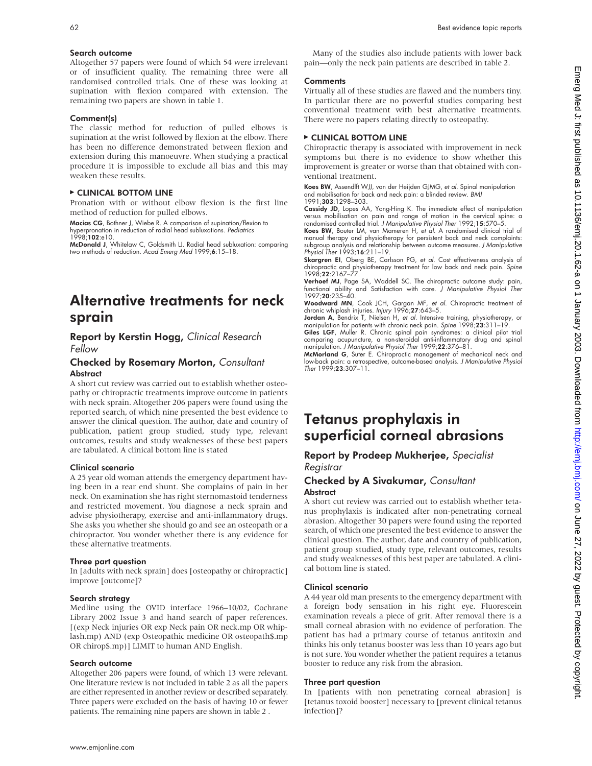#### Search outcome

Altogether 57 papers were found of which 54 were irrelevant or of insufficient quality. The remaining three were all randomised controlled trials. One of these was looking at supination with flexion compared with extension. The remaining two papers are shown in table 1.

#### Comment(s)

The classic method for reduction of pulled elbows is supination at the wrist followed by flexion at the elbow. There has been no difference demonstrated between flexion and extension during this manoeuvre. When studying a practical procedure it is impossible to exclude all bias and this may weaken these results.

#### ▶ CLINICAL BOTTOM LINE

Pronation with or without elbow flexion is the first line method of reduction for pulled elbows.

**Macias CG**, Bothner J, Wiebe R. A comparison of supination/flexion to hyperpronation in reduction of radial head subluxations. *Pediatrics* 1998;**102**:e10.

**McDonald J**, Whitelaw C, Goldsmith LJ. Radial head subluxation: comparing two methods of reduction. *Acad Emerg Med* 1999;**6**:15–18.

# Alternative treatments for neck sprain

### Report by Kerstin Hogg, *Clinical Research Fellow*

### Checked by Rosemary Morton, *Consultant*

#### Abstract

A short cut review was carried out to establish whether osteopathy or chiropractic treatments improve outcome in patients with neck sprain. Altogether 206 papers were found using the reported search, of which nine presented the best evidence to answer the clinical question. The author, date and country of publication, patient group studied, study type, relevant outcomes, results and study weaknesses of these best papers are tabulated. A clinical bottom line is stated

#### Clinical scenario

A 25 year old woman attends the emergency department having been in a rear end shunt. She complains of pain in her neck. On examination she has right sternomastoid tenderness and restricted movement. You diagnose a neck sprain and advise physiotherapy, exercise and anti-inflammatory drugs. She asks you whether she should go and see an osteopath or a chiropractor. You wonder whether there is any evidence for these alternative treatments.

#### Three part question

In [adults with neck sprain] does [osteopathy or chiropractic] improve [outcome]?

#### Search strategy

Medline using the OVID interface 1966–10/02, Cochrane Library 2002 Issue 3 and hand search of paper references. [(exp Neck injuries OR exp Neck pain OR neck.mp OR whiplash.mp) AND (exp Osteopathic medicine OR osteopath$.mp OR chirop$.mp)] LIMIT to human AND English.

#### Search outcome

Altogether 206 papers were found, of which 13 were relevant. One literature review is not included in table 2 as all the papers are either represented in another review or described separately. Three papers were excluded on the basis of having 10 or fewer patients. The remaining nine papers are shown in table 2 .

Many of the studies also include patients with lower back pain—only the neck pain patients are described in table 2.

#### Comments

Virtually all of these studies are flawed and the numbers tiny. In particular there are no powerful studies comparing best conventional treatment with best alternative treatments. There were no papers relating directly to osteopathy.

#### ▶ CLINICAL BOTTOM LINE

Chiropractic therapy is associated with improvement in neck symptoms but there is no evidence to show whether this improvement is greater or worse than that obtained with conventional treatment.

**Koes BW**, Assendlft WJJ, van der Heijden GJMG, *et al*. Spinal manipulation and mobilisation for back and neck pain: a blinded review. *BMJ* 1991;**303**:1298–303.

**Cassidy JD**, Lopes AA, Yong-Hing K. The immediate effect of manipulation versus mobilisation on pain and range of motion in the cervical spine: a randomised controlled trial. *J Manipulative Physiol Ther* 1992;**15**:570–5.

**Koes BW**, Bouter LM, van Mameren H, *et al*. A randomised clinical trial of manual therapy and physiotherapy for persistent back and neck complaints: subgroup analysis and relationship between outcome measures. *J Manipulative Physiol Ther* 1993;**16**:211–19.

**Skargren EI**, Oberg BE, Carlsson PG, *et al*. Cost effectiveness analysis of chiropractic and physiotherapy treatment for low back and neck pain. *Spine* 1998;**22**:2167–77.

**Verhoef MJ**, Page SA, Waddell SC. The chiropractic outcome study: pain, functional ability and Satisfaction with care. *J Manipulative Physiol Ther* 1997;**20**:235–40.

**Woodward MN**, Cook JCH, Gargan MF, *et al*. Chiropractic treatment of chronic whiplash injuries. *Injury* 1996;**27**:643–5.

**Jordan A**, Bendrix T, Nielsen H, *et al*. Intensive training, physiotherapy, or manipulation for patients with chronic neck pain. *Spine* 1998;**23**:311–19.

**Giles LGF**, Muller R. Chronic spinal pain syndromes: a clinical pilot trial comparing acupuncture, a non-steroidal anti-inflammatory drug and spinal manipulation. *J Manipulative Physiol Ther* 1999;**22**:376–81.

**McMorland G**, Suter E. Chiropractic management of mechanical neck and low-back pain: a retrospective, outcome-based analysis. *J Manipulative Physiol Ther* 1999;**23**:307–11.

# Tetanus prophylaxis in superficial corneal abrasions

### Report by Prodeep Mukherjee, *Specialist Registrar*

### Checked by A Sivakumar, *Consultant*

#### Abstract

A short cut review was carried out to establish whether tetanus prophylaxis is indicated after non-penetrating corneal abrasion. Altogether 30 papers were found using the reported search, of which one presented the best evidence to answer the clinical question. The author, date and country of publication, patient group studied, study type, relevant outcomes, results and study weaknesses of this best paper are tabulated. A clinical bottom line is stated.

#### Clinical scenario

A 44 year old man presents to the emergency department with a foreign body sensation in his right eye. Fluorescein examination reveals a piece of grit. After removal there is a small corneal abrasion with no evidence of perforation. The patient has had a primary course of tetanus antitoxin and thinks his only tetanus booster was less than 10 years ago but is not sure. You wonder whether the patient requires a tetanus booster to reduce any risk from the abrasion.

#### Three part question

In [patients with non penetrating corneal abrasion] is [tetanus toxoid booster] necessary to [prevent clinical tetanus infection]?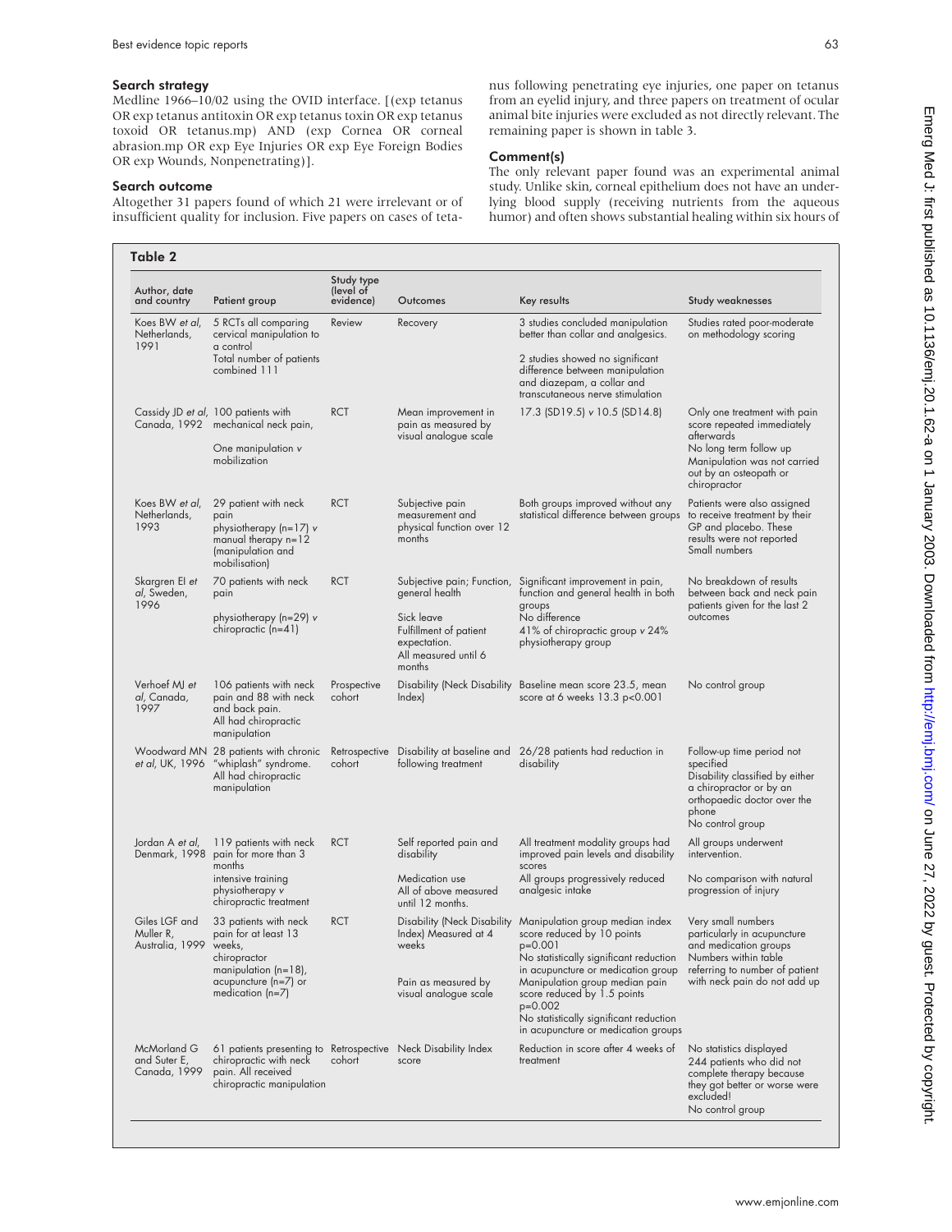### Search strategy

Medline 1966–10/02 using the OVID interface. [(exp tetanus OR exp tetanus antitoxin OR exp tetanus toxin OR exp tetanus toxoid OR tetanus.mp) AND (exp Cornea OR corneal abrasion.mp OR exp Eye Injuries OR exp Eye Foreign Bodies OR exp Wounds, Nonpenetrating)].

### Search outcome

Altogether 31 papers found of which 21 were irrelevant or of insufficient quality for inclusion. Five papers on cases of tetanus following penetrating eye injuries, one paper on tetanus from an eyelid injury, and three papers on treatment of ocular animal bite injuries were excluded as not directly relevant. The remaining paper is shown in table 3.

### Comment(s)

The only relevant paper found was an experimental animal study. Unlike skin, corneal epithelium does not have an underlying blood supply (receiving nutrients from the aqueous humor) and often shows substantial healing within six hours of

**Table 2**

| Author, date and country | Patient group | Study type (level of evidence) | Outcomes | Key results | Study weaknesses |
|---|---|---|---|---|---|
| Koes BW *et al*, Netherlands, 1991 | 5 RCTs all comparing cervical manipulation to a control<br>Total number of patients combined 111 | Review | Recovery | 3 studies concluded manipulation better than collar and analgesics.<br>2 studies showed no significant difference between manipulation and diazepam, a collar and transcutaneous nerve stimulation | Studies rated poor-moderate on methodology scoring |
| Cassidy JD *et al*, Canada, 1992 | 100 patients with mechanical neck pain,<br>One manipulation *v* mobilization | RCT | Mean improvement in pain as measured by visual analogue scale | 17.3 (SD19.5) *v* 10.5 (SD14.8) | Only one treatment with pain score repeated immediately afterwards<br>No long term follow up<br>Manipulation was not carried out by an osteopath or chiropractor |
| Koes BW *et al*, Netherlands, 1993 | 29 patient with neck pain<br>physiotherapy (n=17) *v* manual therapy n=12 (manipulation and mobilisation) | RCT | Subjective pain measurement and physical function over 12 months | Both groups improved without any statistical difference between groups | Patients were also assigned to receive treatment by their GP and placebo. These results were not reported<br>Small numbers |
| Skargren EI *et al*, Sweden, 1996 | 70 patients with neck pain<br>physiotherapy (n=29) *v* chiropractic (n=41) | RCT | Subjective pain; Function, general health<br>Sick leave<br>Fulfillment of patient expectation.<br>All measured until 6 months | Significant improvement in pain, function and general health in both groups<br>No difference<br>41% of chiropractic group *v* 24% physiotherapy group | No breakdown of results between back and neck pain patients given for the last 2 outcomes |
| Verhoef MJ *et al*, Canada, 1997 | 106 patients with neck pain and 88 with neck and back pain.<br>All had chiropractic manipulation | Prospective cohort | Disability (Neck Disability Index) | Baseline mean score 23.5, mean score at 6 weeks 13.3 $p<0.001$ | No control group |
| Woodward MN *et al*, UK, 1996 | 28 patients with chronic "whiplash" syndrome.<br>All had chiropractic manipulation | Retrospective cohort | Disability at baseline and following treatment | 26/28 patients had reduction in disability | Follow-up time period not specified<br>Disability classified by either a chiropractor or by an orthopaedic doctor over the phone<br>No control group |
| Jordan A *et al*, Denmark, 1998 | 119 patients with neck pain for more than 3 months<br>intensive training physiotherapy *v* chiropractic treatment | RCT | Self reported pain and disability<br>Medication use<br>All of above measured until 12 months. | All treatment modality groups had improved pain levels and disability scores<br>All groups progressively reduced analgesic intake | All groups underwent intervention.<br>No comparison with natural progression of injury |
| Giles LGF and Muller R, Australia, 1999 | 33 patients with neck pain for at least 13 weeks,<br>chiropractor manipulation (n=18), acupuncture (n=7) or medication (n=7) | RCT | Disability (Neck Disability Index) Measured at 4 weeks<br>Pain as measured by visual analogue scale | Manipulation group median index score reduced by 10 points $p=0.001$<br>No statistically significant reduction in acupuncture or medication group<br>Manipulation group median pain score reduced by 1.5 points $p=0.002$<br>No statistically significant reduction in acupuncture or medication groups | Very small numbers particularly in acupuncture and medication groups<br>Numbers within table referring to number of patient with neck pain do not add up |
| McMorland G and Suter E, Canada, 1999 | 61 patients presenting to chiropractic with neck pain. All received chiropractic manipulation | Retrospective cohort | Neck Disability Index score | Reduction in score after 4 weeks of treatment | No statistics displayed<br>244 patients who did not complete therapy because they got better or worse were excluded!<br>No control group |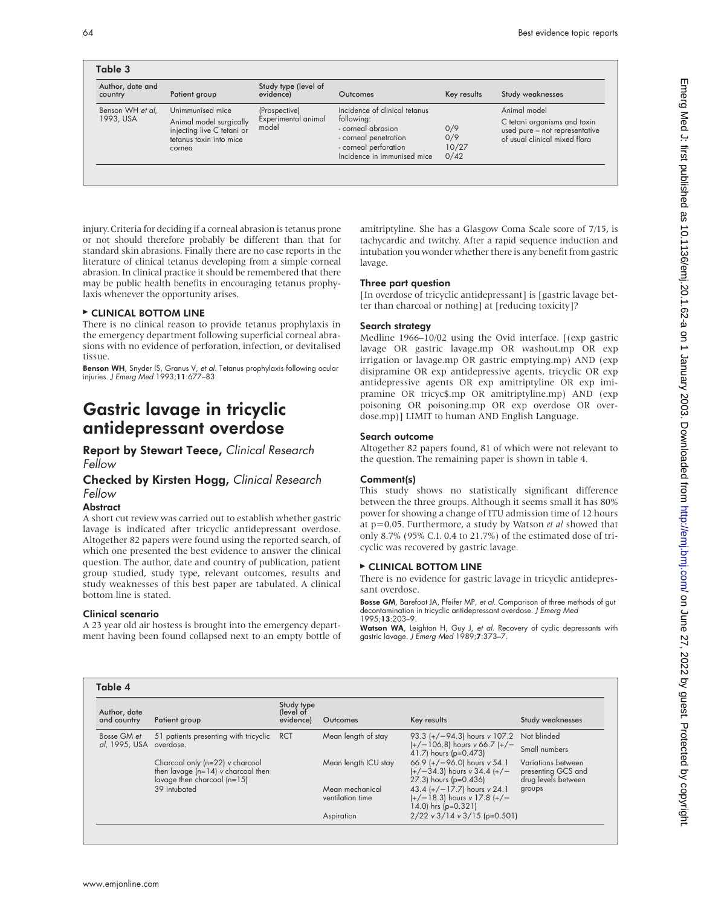**Table 3**

| Author, date and country | Patient group | Study type (level of evidence) | Outcomes | Key results | Study weaknesses |
|---|---|---|---|---|---|
| Benson WH *et al*, 1993, USA | Unimmunised mice<br>Animal model surgically injecting live C tetani or tetanus toxin into mice cornea | (Prospective)<br>Experimental animal model | Incidence of clinical tetanus following:<br>- corneal abrasion<br>- corneal penetration<br>- corneal perforation<br>Incidence in immunised mice | <br><br>0/9<br>0/9<br>10/27<br>0/42 | Animal model<br>C tetani organisms and toxin used pure – not representative of usual clinical mixed flora |

injury. Criteria for deciding if a corneal abrasion is tetanus prone or not should therefore probably be different than that for standard skin abrasions. Finally there are no case reports in the literature of clinical tetanus developing from a simple corneal abrasion. In clinical practice it should be remembered that there may be public health benefits in encouraging tetanus prophylaxis whenever the opportunity arises.

### ▸ CLINICAL BOTTOM LINE

There is no clinical reason to provide tetanus prophylaxis in the emergency department following superficial corneal abrasions with no evidence of perforation, infection, or devitalised tissue.

**Benson WH**, Snyder IS, Granus V, *et al*. Tetanus prophylaxis following ocular injuries. *J Emerg Med* 1993;**11**:677–83.

# Gastric lavage in tricyclic antidepressant overdose

## Report by Stewart Teece, *Clinical Research Fellow*

## Checked by Kirsten Hogg, *Clinical Research Fellow*

### Abstract

A short cut review was carried out to establish whether gastric lavage is indicated after tricyclic antidepressant overdose. Altogether 82 papers were found using the reported search, of which one presented the best evidence to answer the clinical question. The author, date and country of publication, patient group studied, study type, relevant outcomes, results and study weaknesses of this best paper are tabulated. A clinical bottom line is stated.

### Clinical scenario

A 23 year old air hostess is brought into the emergency department having been found collapsed next to an empty bottle of amitriptyline. She has a Glasgow Coma Scale score of 7/15, is tachycardic and twitchy. After a rapid sequence induction and intubation you wonder whether there is any benefit from gastric lavage.

### Three part question

[In overdose of tricyclic antidepressant] is [gastric lavage better than charcoal or nothing] at [reducing toxicity]?

### Search strategy

Medline 1966–10/02 using the Ovid interface. [(exp gastric lavage OR gastric lavage.mp OR washout.mp OR exp irrigation or lavage.mp OR gastric emptying.mp) AND (exp disipramine OR exp antidepressive agents, tricyclic OR exp antidepressive agents OR exp amitriptyline OR exp imipramine OR tricyc$.mp OR amitriptyline.mp) AND (exp poisoning OR poisoning.mp OR exp overdose OR overdose.mp)] LIMIT to human AND English Language.

### Search outcome

Altogether 82 papers found, 81 of which were not relevant to the question. The remaining paper is shown in table 4.

### Comment(s)

This study shows no statistically significant difference between the three groups. Although it seems small it has 80% power for showing a change of ITU admission time of 12 hours at p=0.05. Furthermore, a study by Watson *et al* showed that only 8.7% (95% C.I. 0.4 to 21.7%) of the estimated dose of tricyclic was recovered by gastric lavage.

### ▸ CLINICAL BOTTOM LINE

There is no evidence for gastric lavage in tricyclic antidepressant overdose.

**Bosse GM**, Barefoot JA, Pfeifer MP, *et al*. Comparison of three methods of gut decontamination in tricyclic antidepressant overdose. *J Emerg Med* 1995;**13**:203–9.

**Watson WA**, Leighton H, Guy J, *et al*. Recovery of cyclic depressants with gastric lavage. *J Emerg Med* 1989;**7**:373–7.

**Table 4**

| Author, date and country | Patient group | Study type (level of evidence) | Outcomes | Key results | Study weaknesses |
|---|---|---|---|---|---|
| Bosse GM *et al*, 1995, USA | 51 patients presenting with tricyclic overdose.<br>Charcoal only (n=22) *v* charcoal then lavage (n=14) *v* charcoal then lavage then charcoal (n=15)<br>39 intubated | RCT | Mean length of stay | 93.3 (+/−94.3) hours *v* 107.2 (+/−106.8) hours *v* 66.7 (+/−41.7) hours (p=0.473) | Not blinded<br>Small numbers |
| | | | Mean length ICU stay | 66.9 (+/−96.0) hours *v* 54.1 (+/−34.3) hours *v* 34.4 (+/−27.3) hours (p=0.436) | Variations between presenting GCS and drug levels between groups |
| | | | Mean mechanical ventilation time | 43.4 (+/−17.7) hours *v* 24.1 (+/−18.3) hours *v* 17.8 (+/−14.0) hrs (p=0.321) | |
| | | | Aspiration | 2/22 *v* 3/14 *v* 3/15 (p=0.501) | |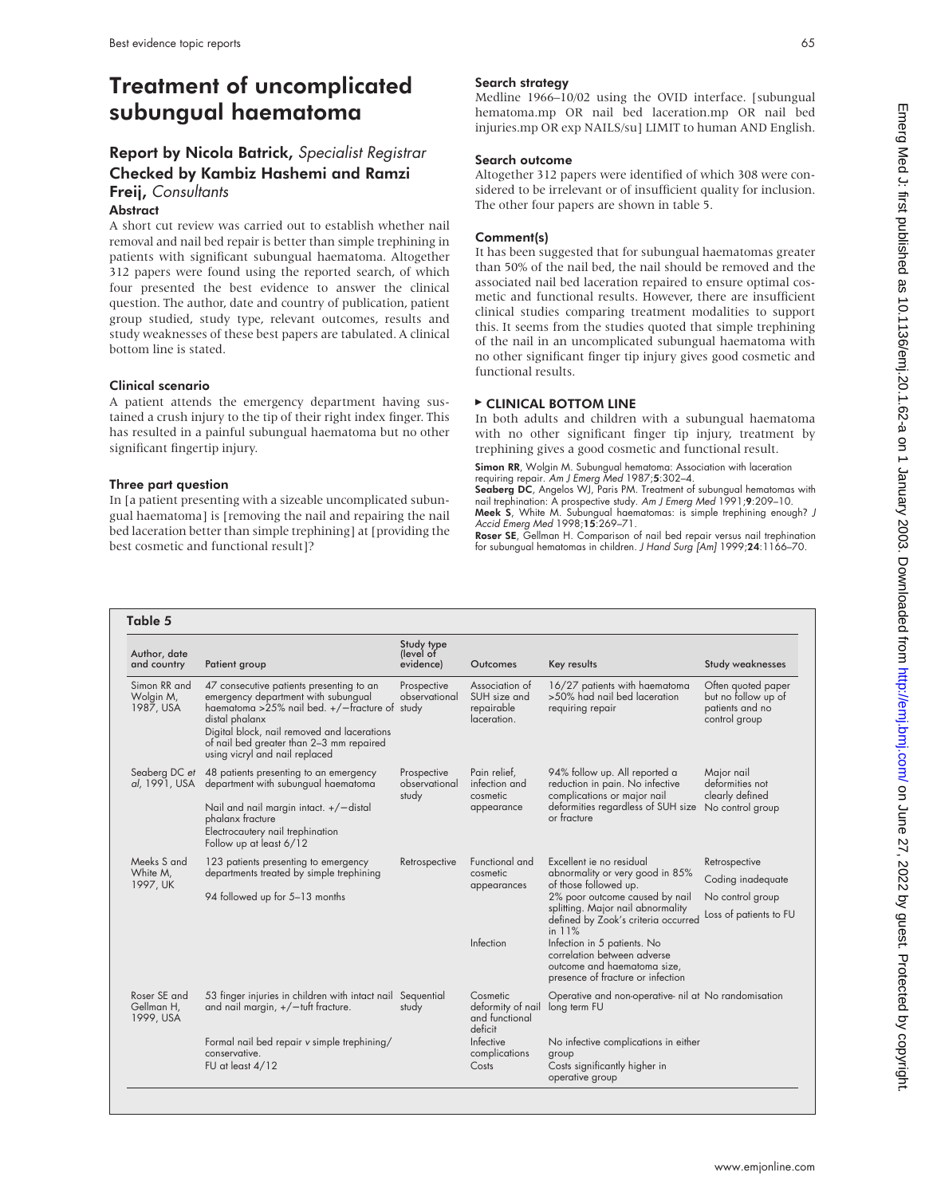# Treatment of uncomplicated subungual haematoma

## Report by Nicola Batrick, *Specialist Registrar*
## Checked by Kambiz Hashemi and Ramzi Freij, *Consultants*

### Abstract

A short cut review was carried out to establish whether nail removal and nail bed repair is better than simple trephining in patients with significant subungual haematoma. Altogether 312 papers were found using the reported search, of which four presented the best evidence to answer the clinical question. The author, date and country of publication, patient group studied, study type, relevant outcomes, results and study weaknesses of these best papers are tabulated. A clinical bottom line is stated.

### Clinical scenario

A patient attends the emergency department having sustained a crush injury to the tip of their right index finger. This has resulted in a painful subungual haematoma but no other significant fingertip injury.

### Three part question

In [a patient presenting with a sizeable uncomplicated subungual haematoma] is [removing the nail and repairing the nail bed laceration better than simple trephining] at [providing the best cosmetic and functional result]?

### Search strategy

Medline 1966–10/02 using the OVID interface. [subungual hematoma.mp OR nail bed laceration.mp OR nail bed injuries.mp OR exp NAILS/su] LIMIT to human AND English.

### Search outcome

Altogether 312 papers were identified of which 308 were considered to be irrelevant or of insufficient quality for inclusion. The other four papers are shown in table 5.

### Comment(s)

It has been suggested that for subungual haematomas greater than 50% of the nail bed, the nail should be removed and the associated nail bed laceration repaired to ensure optimal cosmetic and functional results. However, there are insufficient clinical studies comparing treatment modalities to support this. It seems from the studies quoted that simple trephining of the nail in an uncomplicated subungual haematoma with no other significant finger tip injury gives good cosmetic and functional results.

### ▸ CLINICAL BOTTOM LINE

In both adults and children with a subungual haematoma with no other significant finger tip injury, treatment by trephining gives a good cosmetic and functional result.

**Simon RR**, Wolgin M. Subungual hematoma: Association with laceration requiring repair. *Am J Emerg Med* 1987;**5**:302–4.
**Seaberg DC**, Angelos WJ, Paris PM. Treatment of subungual hematomas with nail trephination: A prospective study. *Am J Emerg Med* 1991;**9**:209–10.
**Meek S**, White M. Subungual haematomas: is simple trephining enough? *J Accid Emerg Med* 1998;**15**:269–71.
**Roser SE**, Gellman H. Comparison of nail bed repair versus nail trephination for subungual hematomas in children. *J Hand Surg [Am]* 1999;**24**:1166–70.

**Table 5**

| Author, date and country | Patient group | Study type (level of evidence) | Outcomes | Key results | Study weaknesses |
|---|---|---|---|---|---|
| Simon RR and Wolgin M, 1987, USA | 47 consecutive patients presenting to an emergency department with subungual haematoma >25% nail bed. +/−fracture of distal phalanx<br>Digital block, nail removed and lacerations of nail bed greater than 2–3 mm repaired using vicryl and nail replaced | Prospective observational study | Association of SUH size and repairable laceration. | 16/27 patients with haematoma >50% had nail bed laceration requiring repair | Often quoted paper but no follow up of patients and no control group |
| Seaberg DC *et al*, 1991, USA | 48 patients presenting to an emergency department with subungual haematoma<br>Nail and nail margin intact. +/−distal phalanx fracture<br>Electrocautery nail trephination<br>Follow up at least 6/12 | Prospective observational study | Pain relief, infection and cosmetic appearance | 94% follow up. All reported a reduction in pain. No infective complications or major nail deformities regardless of SUH size or fracture | Major nail deformities not clearly defined<br>No control group |
| Meeks S and White M, 1997, UK | 123 patients presenting to emergency departments treated by simple trephining<br>94 followed up for 5–13 months | Retrospective | Functional and cosmetic appearances | Excellent ie no residual abnormality or very good in 85% of those followed up.<br>2% poor outcome caused by nail splitting. Major nail abnormality defined by Zook's criteria occurred in 11% | Retrospective<br>Coding inadequate<br>No control group<br>Loss of patients to FU |
| | | | Infection | Infection in 5 patients. No correlation between adverse outcome and haematoma size, presence of fracture or infection | |
| Roser SE and Gellman H, 1999, USA | 53 finger injuries in children with intact nail and nail margin, +/−tuft fracture.<br>Formal nail bed repair *v* simple trephining/conservative.<br>FU at least 4/12 | Sequential study | Cosmetic deformity of nail and functional deficit | Operative and non-operative- nil at long term FU | No randomisation |
| | | | Infective complications | No infective complications in either group | |
| | | | Costs | Costs significantly higher in operative group | |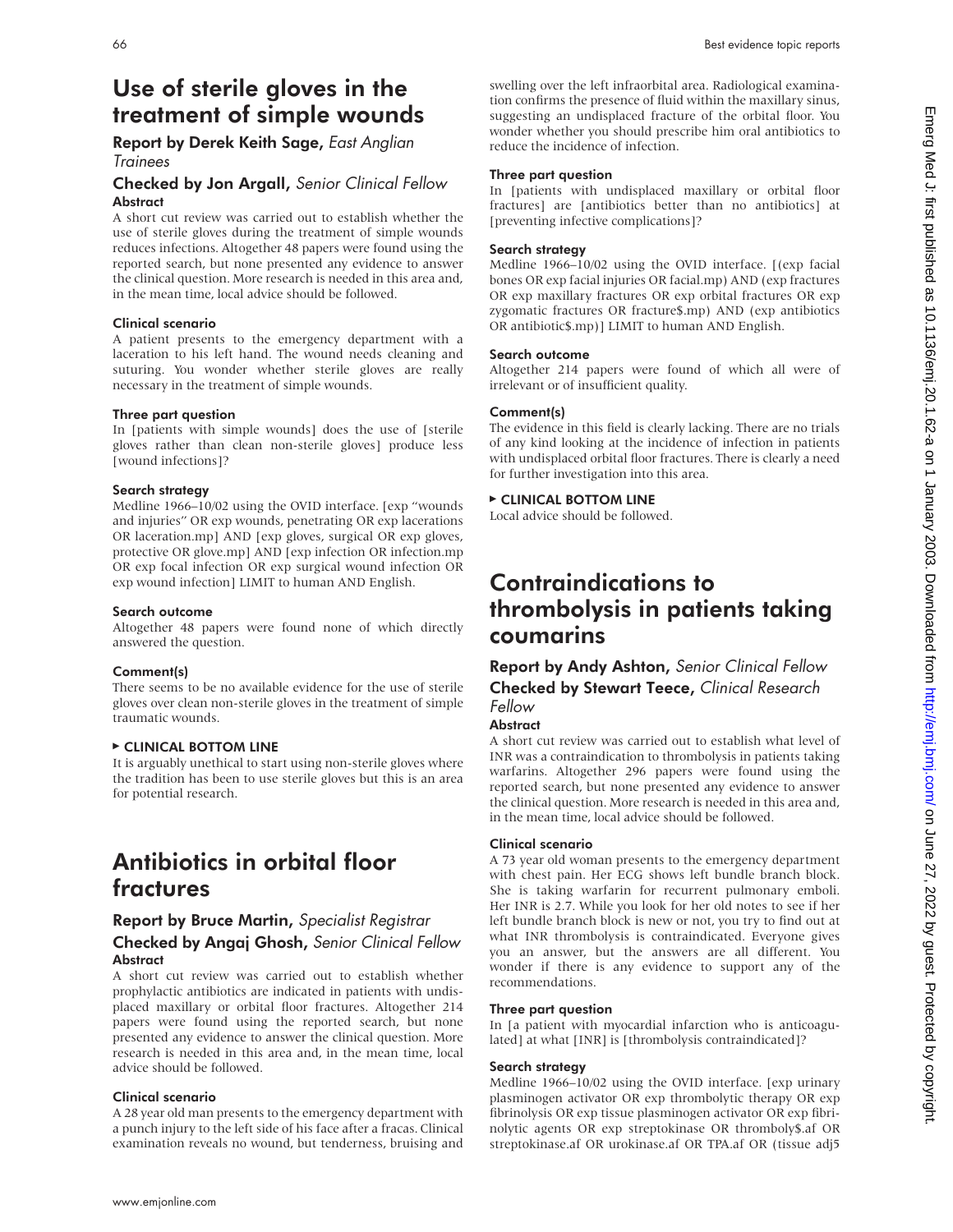# Use of sterile gloves in the treatment of simple wounds

### Report by Derek Keith Sage, *East Anglian Trainees*

### Checked by Jon Argall, *Senior Clinical Fellow*

#### Abstract

A short cut review was carried out to establish whether the use of sterile gloves during the treatment of simple wounds reduces infections. Altogether 48 papers were found using the reported search, but none presented any evidence to answer the clinical question. More research is needed in this area and, in the mean time, local advice should be followed.

#### Clinical scenario

A patient presents to the emergency department with a laceration to his left hand. The wound needs cleaning and suturing. You wonder whether sterile gloves are really necessary in the treatment of simple wounds.

#### Three part question

In [patients with simple wounds] does the use of [sterile gloves rather than clean non-sterile gloves] produce less [wound infections]?

#### Search strategy

Medline 1966–10/02 using the OVID interface. [exp "wounds and injuries" OR exp wounds, penetrating OR exp lacerations OR laceration.mp] AND [exp gloves, surgical OR exp gloves, protective OR glove.mp] AND [exp infection OR infection.mp OR exp focal infection OR exp surgical wound infection OR exp wound infection] LIMIT to human AND English.

#### Search outcome

Altogether 48 papers were found none of which directly answered the question.

#### Comment(s)

There seems to be no available evidence for the use of sterile gloves over clean non-sterile gloves in the treatment of simple traumatic wounds.

#### ▸ CLINICAL BOTTOM LINE

It is arguably unethical to start using non-sterile gloves where the tradition has been to use sterile gloves but this is an area for potential research.

# Antibiotics in orbital floor fractures

### Report by Bruce Martin, *Specialist Registrar*

### Checked by Angaj Ghosh, *Senior Clinical Fellow*

#### Abstract

A short cut review was carried out to establish whether prophylactic antibiotics are indicated in patients with undisplaced maxillary or orbital floor fractures. Altogether 214 papers were found using the reported search, but none presented any evidence to answer the clinical question. More research is needed in this area and, in the mean time, local advice should be followed.

#### Clinical scenario

A 28 year old man presents to the emergency department with a punch injury to the left side of his face after a fracas. Clinical examination reveals no wound, but tenderness, bruising and swelling over the left infraorbital area. Radiological examination confirms the presence of fluid within the maxillary sinus, suggesting an undisplaced fracture of the orbital floor. You wonder whether you should prescribe him oral antibiotics to reduce the incidence of infection.

#### Three part question

In [patients with undisplaced maxillary or orbital floor fractures] are [antibiotics better than no antibiotics] at [preventing infective complications]?

#### Search strategy

Medline 1966–10/02 using the OVID interface. [(exp facial bones OR exp facial injuries OR facial.mp) AND (exp fractures OR exp maxillary fractures OR exp orbital fractures OR exp zygomatic fractures OR fracture$.mp) AND (exp antibiotics OR antibiotic$.mp)] LIMIT to human AND English.

#### Search outcome

Altogether 214 papers were found of which all were of irrelevant or of insufficient quality.

#### Comment(s)

The evidence in this field is clearly lacking. There are no trials of any kind looking at the incidence of infection in patients with undisplaced orbital floor fractures. There is clearly a need for further investigation into this area.

#### ▸ CLINICAL BOTTOM LINE

Local advice should be followed.

# Contraindications to thrombolysis in patients taking coumarins

### Report by Andy Ashton, *Senior Clinical Fellow*

### Checked by Stewart Teece, *Clinical Research Fellow*

#### Abstract

A short cut review was carried out to establish what level of INR was a contraindication to thrombolysis in patients taking warfarins. Altogether 296 papers were found using the reported search, but none presented any evidence to answer the clinical question. More research is needed in this area and, in the mean time, local advice should be followed.

#### Clinical scenario

A 73 year old woman presents to the emergency department with chest pain. Her ECG shows left bundle branch block. She is taking warfarin for recurrent pulmonary emboli. Her INR is 2.7. While you look for her old notes to see if her left bundle branch block is new or not, you try to find out at what INR thrombolysis is contraindicated. Everyone gives you an answer, but the answers are all different. You wonder if there is any evidence to support any of the recommendations.

#### Three part question

In [a patient with myocardial infarction who is anticoagulated] at what [INR] is [thrombolysis contraindicated]?

#### Search strategy

Medline 1966–10/02 using the OVID interface. [exp urinary plasminogen activator OR exp thrombolytic therapy OR exp fibrinolysis OR exp tissue plasminogen activator OR exp fibrinolytic agents OR exp streptokinase OR thromboly$.af OR streptokinase.af OR urokinase.af OR TPA.af OR (tissue adj5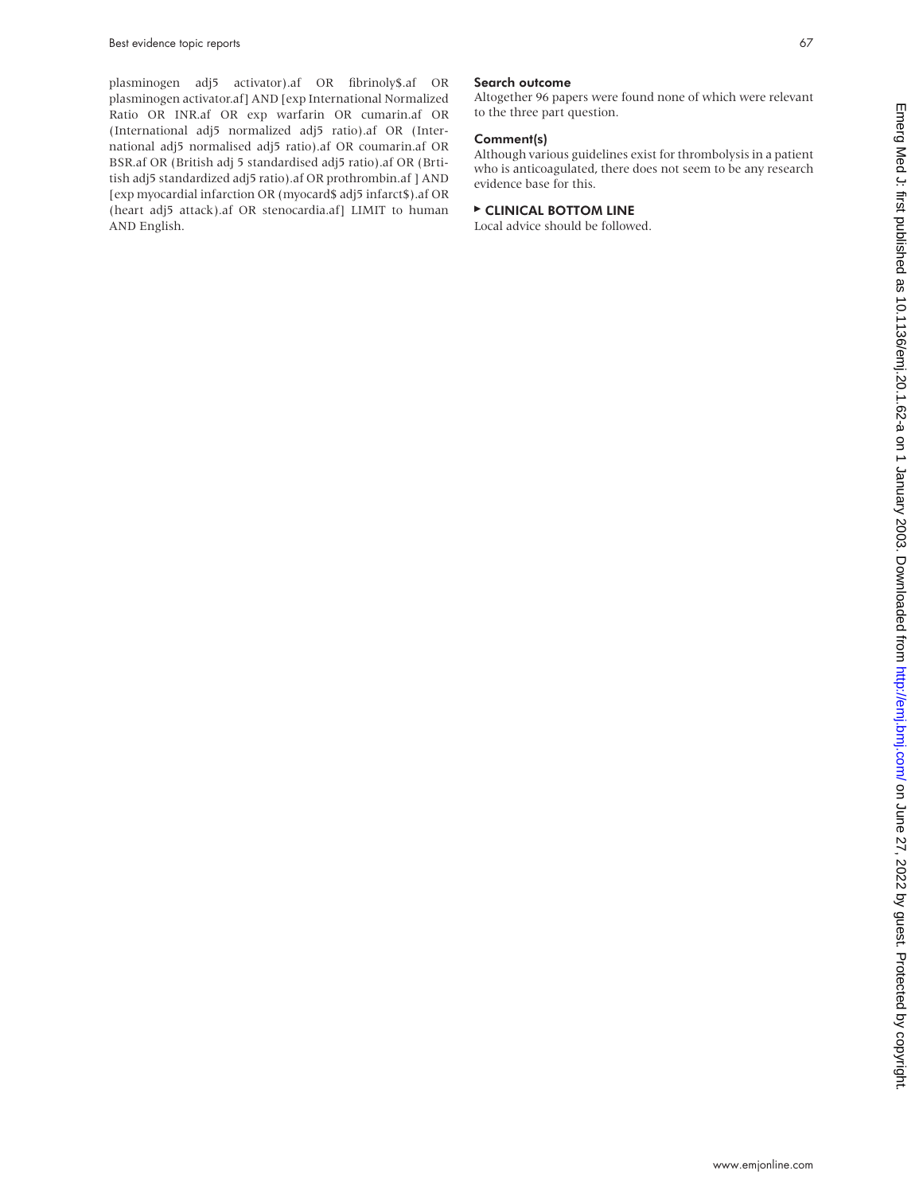plasminogen adj5 activator).af OR fibrinoly$.af OR plasminogen activator.af] AND [exp International Normalized Ratio OR INR.af OR exp warfarin OR cumarin.af OR (International adj5 normalized adj5 ratio).af OR (International adj5 normalised adj5 ratio).af OR coumarin.af OR BSR.af OR (British adj 5 standardised adj5 ratio).af OR (Brtitish adj5 standardized adj5 ratio).af OR prothrombin.af ] AND [exp myocardial infarction OR (myocard$ adj5 infarct$).af OR (heart adj5 attack).af OR stenocardia.af] LIMIT to human AND English.

#### Search outcome

Altogether 96 papers were found none of which were relevant to the three part question.

#### Comment(s)

Although various guidelines exist for thrombolysis in a patient who is anticoagulated, there does not seem to be any research evidence base for this.

#### ▸ CLINICAL BOTTOM LINE

Local advice should be followed.